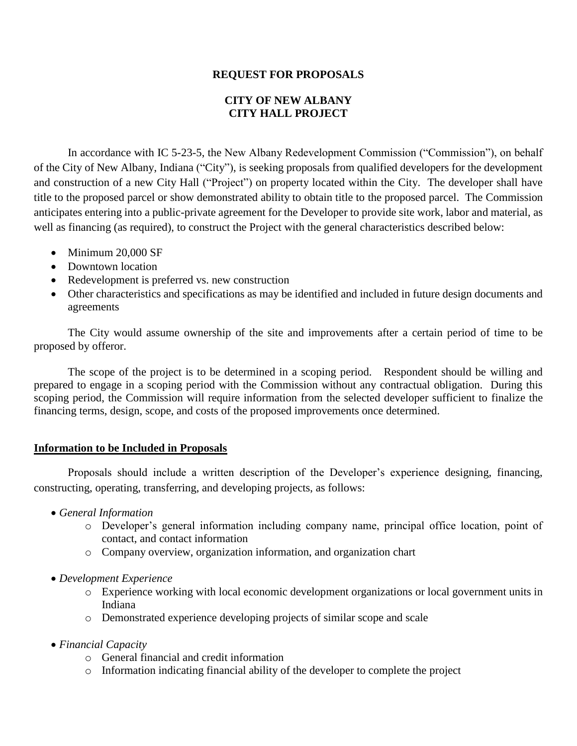**REQUEST FOR PROPOSALS**

**CITY OF NEW ALBANY**
**CITY HALL PROJECT**

In accordance with IC 5-23-5, the New Albany Redevelopment Commission ("Commission"), on behalf of the City of New Albany, Indiana ("City"), is seeking proposals from qualified developers for the development and construction of a new City Hall ("Project") on property located within the City. The developer shall have title to the proposed parcel or show demonstrated ability to obtain title to the proposed parcel. The Commission anticipates entering into a public-private agreement for the Developer to provide site work, labor and material, as well as financing (as required), to construct the Project with the general characteristics described below:

- Minimum 20,000 SF
- Downtown location
- Redevelopment is preferred vs. new construction
- Other characteristics and specifications as may be identified and included in future design documents and agreements

The City would assume ownership of the site and improvements after a certain period of time to be proposed by offeror.

The scope of the project is to be determined in a scoping period. Respondent should be willing and prepared to engage in a scoping period with the Commission without any contractual obligation. During this scoping period, the Commission will require information from the selected developer sufficient to finalize the financing terms, design, scope, and costs of the proposed improvements once determined.

**<u>Information to be Included in Proposals</u>**

Proposals should include a written description of the Developer's experience designing, financing, constructing, operating, transferring, and developing projects, as follows:

- *General Information*
  - Developer's general information including company name, principal office location, point of contact, and contact information
  - Company overview, organization information, and organization chart
- *Development Experience*
  - Experience working with local economic development organizations or local government units in Indiana
  - Demonstrated experience developing projects of similar scope and scale
- *Financial Capacity*
  - General financial and credit information
  - Information indicating financial ability of the developer to complete the project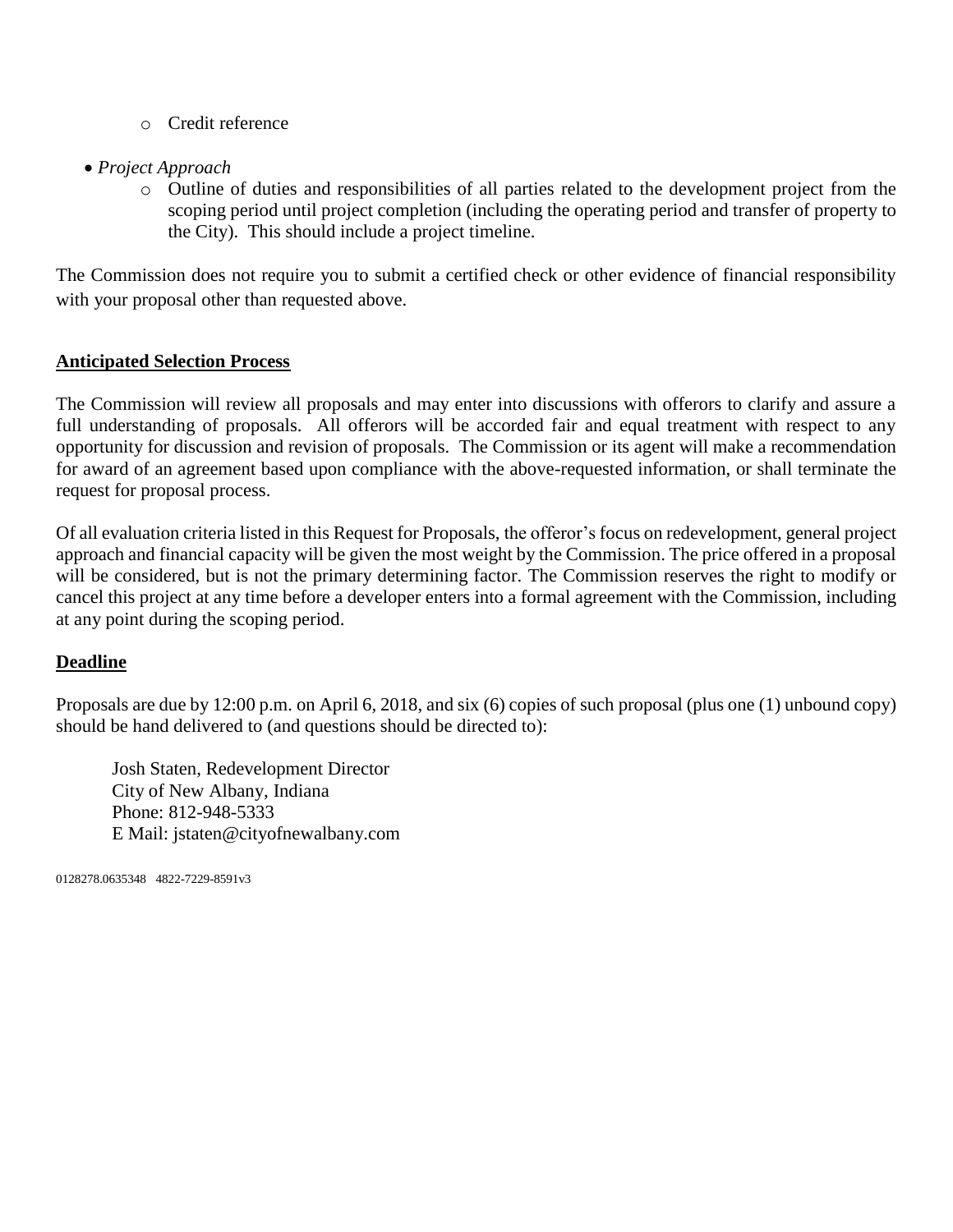- Credit reference

- *Project Approach*
  - Outline of duties and responsibilities of all parties related to the development project from the scoping period until project completion (including the operating period and transfer of property to the City). This should include a project timeline.

The Commission does not require you to submit a certified check or other evidence of financial responsibility with your proposal other than requested above.

**Anticipated Selection Process**

The Commission will review all proposals and may enter into discussions with offerors to clarify and assure a full understanding of proposals. All offerors will be accorded fair and equal treatment with respect to any opportunity for discussion and revision of proposals. The Commission or its agent will make a recommendation for award of an agreement based upon compliance with the above-requested information, or shall terminate the request for proposal process.

Of all evaluation criteria listed in this Request for Proposals, the offeror's focus on redevelopment, general project approach and financial capacity will be given the most weight by the Commission. The price offered in a proposal will be considered, but is not the primary determining factor. The Commission reserves the right to modify or cancel this project at any time before a developer enters into a formal agreement with the Commission, including at any point during the scoping period.

**Deadline**

Proposals are due by 12:00 p.m. on April 6, 2018, and six (6) copies of such proposal (plus one (1) unbound copy) should be hand delivered to (and questions should be directed to):

Josh Staten, Redevelopment Director
City of New Albany, Indiana
Phone: 812-948-5333
E Mail: jstaten@cityofnewalbany.com

0128278.0635348 4822-7229-8591v3